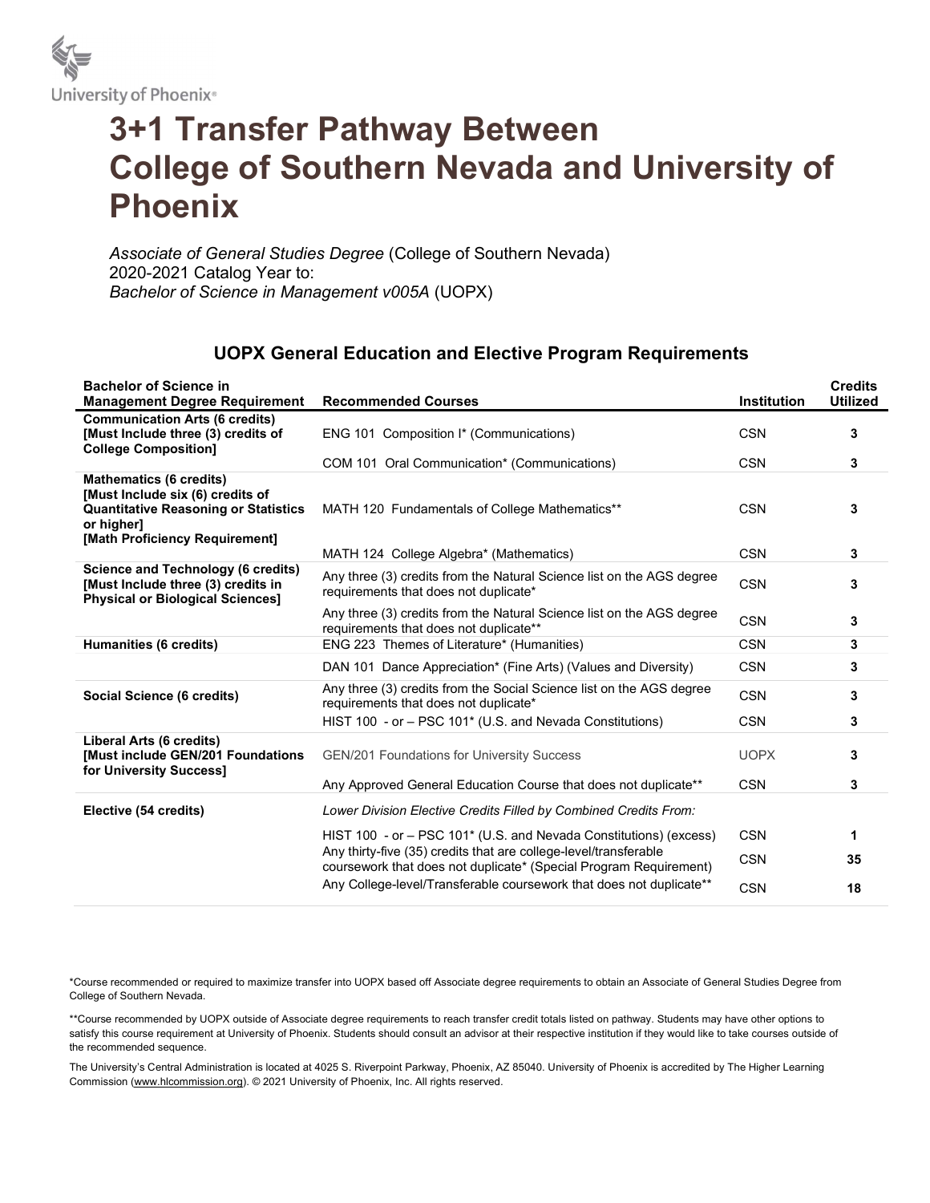University of Phoenix®

# 3+1 Transfer Pathway Between College of Southern Nevada and University of Phoenix

*Associate of General Studies Degree* (College of Southern Nevada)
2020-2021 Catalog Year to:
*Bachelor of Science in Management v005A* (UOPX)

## UOPX General Education and Elective Program Requirements

| Bachelor of Science in Management Degree Requirement | Recommended Courses | Institution | Credits Utilized |
|---|---|---|---|
| **Communication Arts (6 credits) [Must Include three (3) credits of College Composition]** | ENG 101 Composition I* (Communications) | CSN | **3** |
| | COM 101 Oral Communication* (Communications) | CSN | **3** |
| **Mathematics (6 credits) [Must Include six (6) credits of Quantitative Reasoning or Statistics or higher] [Math Proficiency Requirement]** | MATH 120 Fundamentals of College Mathematics** | CSN | **3** |
| | MATH 124 College Algebra* (Mathematics) | CSN | **3** |
| **Science and Technology (6 credits) [Must Include three (3) credits in Physical or Biological Sciences]** | Any three (3) credits from the Natural Science list on the AGS degree requirements that does not duplicate* | CSN | **3** |
| | Any three (3) credits from the Natural Science list on the AGS degree requirements that does not duplicate** | CSN | **3** |
| **Humanities (6 credits)** | ENG 223 Themes of Literature* (Humanities) | CSN | **3** |
| | DAN 101 Dance Appreciation* (Fine Arts) (Values and Diversity) | CSN | **3** |
| **Social Science (6 credits)** | Any three (3) credits from the Social Science list on the AGS degree requirements that does not duplicate* | CSN | **3** |
| | HIST 100 - or – PSC 101* (U.S. and Nevada Constitutions) | CSN | **3** |
| **Liberal Arts (6 credits) [Must include GEN/201 Foundations for University Success]** | GEN/201 Foundations for University Success | UOPX | **3** |
| | Any Approved General Education Course that does not duplicate** | CSN | **3** |
| **Elective (54 credits)** | *Lower Division Elective Credits Filled by Combined Credits From:* | | |
| | HIST 100 - or – PSC 101* (U.S. and Nevada Constitutions) (excess) | CSN | **1** |
| | Any thirty-five (35) credits that are college-level/transferable coursework that does not duplicate* (Special Program Requirement) | CSN | **35** |
| | Any College-level/Transferable coursework that does not duplicate** | CSN | **18** |

*Course recommended or required to maximize transfer into UOPX based off Associate degree requirements to obtain an Associate of General Studies Degree from College of Southern Nevada.

**Course recommended by UOPX outside of Associate degree requirements to reach transfer credit totals listed on pathway. Students may have other options to satisfy this course requirement at University of Phoenix. Students should consult an advisor at their respective institution if they would like to take courses outside of the recommended sequence.

The University's Central Administration is located at 4025 S. Riverpoint Parkway, Phoenix, AZ 85040. University of Phoenix is accredited by The Higher Learning Commission (www.hlcommission.org). © 2021 University of Phoenix, Inc. All rights reserved.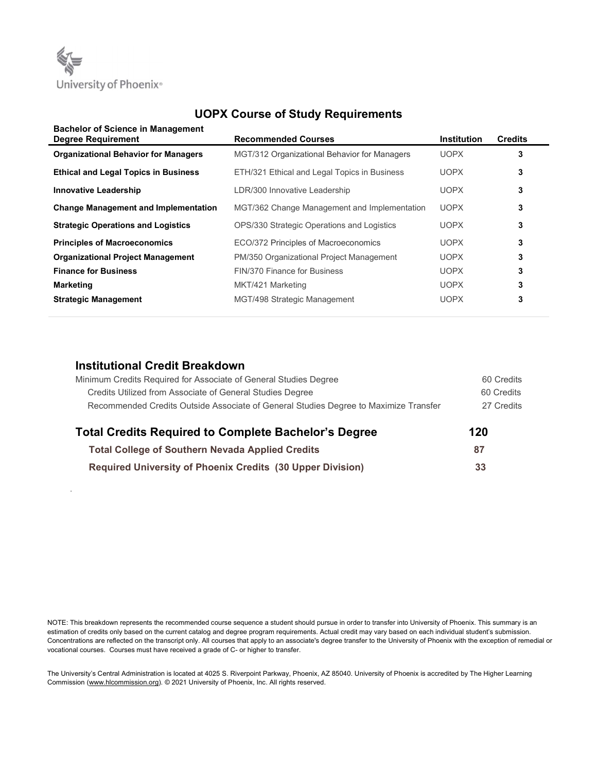## UOPX Course of Study Requirements

| Bachelor of Science in Management Degree Requirement | Recommended Courses | Institution | Credits |
|---|---|---|---|
| **Organizational Behavior for Managers** | MGT/312 Organizational Behavior for Managers | UOPX | 3 |
| **Ethical and Legal Topics in Business** | ETH/321 Ethical and Legal Topics in Business | UOPX | 3 |
| **Innovative Leadership** | LDR/300 Innovative Leadership | UOPX | 3 |
| **Change Management and Implementation** | MGT/362 Change Management and Implementation | UOPX | 3 |
| **Strategic Operations and Logistics** | OPS/330 Strategic Operations and Logistics | UOPX | 3 |
| **Principles of Macroeconomics** | ECO/372 Principles of Macroeconomics | UOPX | 3 |
| **Organizational Project Management** | PM/350 Organizational Project Management | UOPX | 3 |
| **Finance for Business** | FIN/370 Finance for Business | UOPX | 3 |
| **Marketing** | MKT/421 Marketing | UOPX | 3 |
| **Strategic Management** | MGT/498 Strategic Management | UOPX | 3 |

### Institutional Credit Breakdown

| | |
|---|---|
| Minimum Credits Required for Associate of General Studies Degree | 60 Credits |
| Credits Utilized from Associate of General Studies Degree | 60 Credits |
| Recommended Credits Outside Associate of General Studies Degree to Maximize Transfer | 27 Credits |

| | |
|---|---|
| **Total Credits Required to Complete Bachelor's Degree** | **120** |
| **Total College of Southern Nevada Applied Credits** | **87** |
| **Required University of Phoenix Credits (30 Upper Division)** | **33** |

NOTE: This breakdown represents the recommended course sequence a student should pursue in order to transfer into University of Phoenix. This summary is an estimation of credits only based on the current catalog and degree program requirements. Actual credit may vary based on each individual student's submission. Concentrations are reflected on the transcript only. All courses that apply to an associate's degree transfer to the University of Phoenix with the exception of remedial or vocational courses. Courses must have received a grade of C- or higher to transfer.

The University's Central Administration is located at 4025 S. Riverpoint Parkway, Phoenix, AZ 85040. University of Phoenix is accredited by The Higher Learning Commission (www.hlcommission.org). © 2021 University of Phoenix, Inc. All rights reserved.